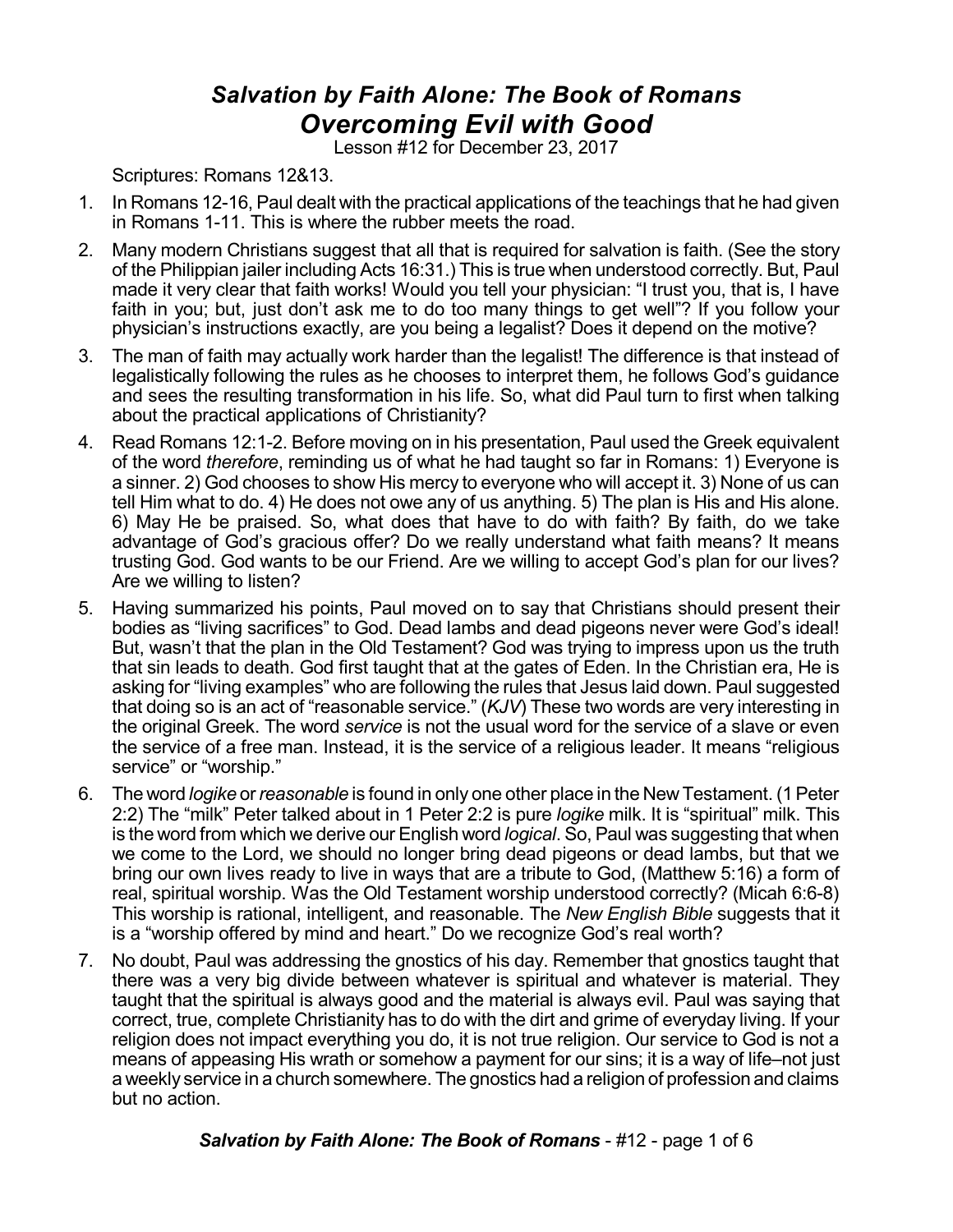# *Salvation by Faith Alone: The Book of Romans*
## *Overcoming Evil with Good*

Lesson #12 for December 23, 2017

Scriptures: Romans 12&13.

1. In Romans 12-16, Paul dealt with the practical applications of the teachings that he had given in Romans 1-11. This is where the rubber meets the road.
2. Many modern Christians suggest that all that is required for salvation is faith. (See the story of the Philippian jailer including Acts 16:31.) This is true when understood correctly. But, Paul made it very clear that faith works! Would you tell your physician: "I trust you, that is, I have faith in you; but, just don't ask me to do too many things to get well"? If you follow your physician's instructions exactly, are you being a legalist? Does it depend on the motive?
3. The man of faith may actually work harder than the legalist! The difference is that instead of legalistically following the rules as he chooses to interpret them, he follows God's guidance and sees the resulting transformation in his life. So, what did Paul turn to first when talking about the practical applications of Christianity?
4. Read Romans 12:1-2. Before moving on in his presentation, Paul used the Greek equivalent of the word *therefore*, reminding us of what he had taught so far in Romans: 1) Everyone is a sinner. 2) God chooses to show His mercy to everyone who will accept it. 3) None of us can tell Him what to do. 4) He does not owe any of us anything. 5) The plan is His and His alone. 6) May He be praised. So, what does that have to do with faith? By faith, do we take advantage of God's gracious offer? Do we really understand what faith means? It means trusting God. God wants to be our Friend. Are we willing to accept God's plan for our lives? Are we willing to listen?
5. Having summarized his points, Paul moved on to say that Christians should present their bodies as "living sacrifices" to God. Dead lambs and dead pigeons never were God's ideal! But, wasn't that the plan in the Old Testament? God was trying to impress upon us the truth that sin leads to death. God first taught that at the gates of Eden. In the Christian era, He is asking for "living examples" who are following the rules that Jesus laid down. Paul suggested that doing so is an act of "reasonable service." (*KJV*) These two words are very interesting in the original Greek. The word *service* is not the usual word for the service of a slave or even the service of a free man. Instead, it is the service of a religious leader. It means "religious service" or "worship."
6. The word *logike* or *reasonable* is found in only one other place in the New Testament. (1 Peter 2:2) The "milk" Peter talked about in 1 Peter 2:2 is pure *logike* milk. It is "spiritual" milk. This is the word from which we derive our English word *logical*. So, Paul was suggesting that when we come to the Lord, we should no longer bring dead pigeons or dead lambs, but that we bring our own lives ready to live in ways that are a tribute to God, (Matthew 5:16) a form of real, spiritual worship. Was the Old Testament worship understood correctly? (Micah 6:6-8) This worship is rational, intelligent, and reasonable. The *New English Bible* suggests that it is a "worship offered by mind and heart." Do we recognize God's real worth?
7. No doubt, Paul was addressing the gnostics of his day. Remember that gnostics taught that there was a very big divide between whatever is spiritual and whatever is material. They taught that the spiritual is always good and the material is always evil. Paul was saying that correct, true, complete Christianity has to do with the dirt and grime of everyday living. If your religion does not impact everything you do, it is not true religion. Our service to God is not a means of appeasing His wrath or somehow a payment for our sins; it is a way of life–not just a weekly service in a church somewhere. The gnostics had a religion of profession and claims but no action.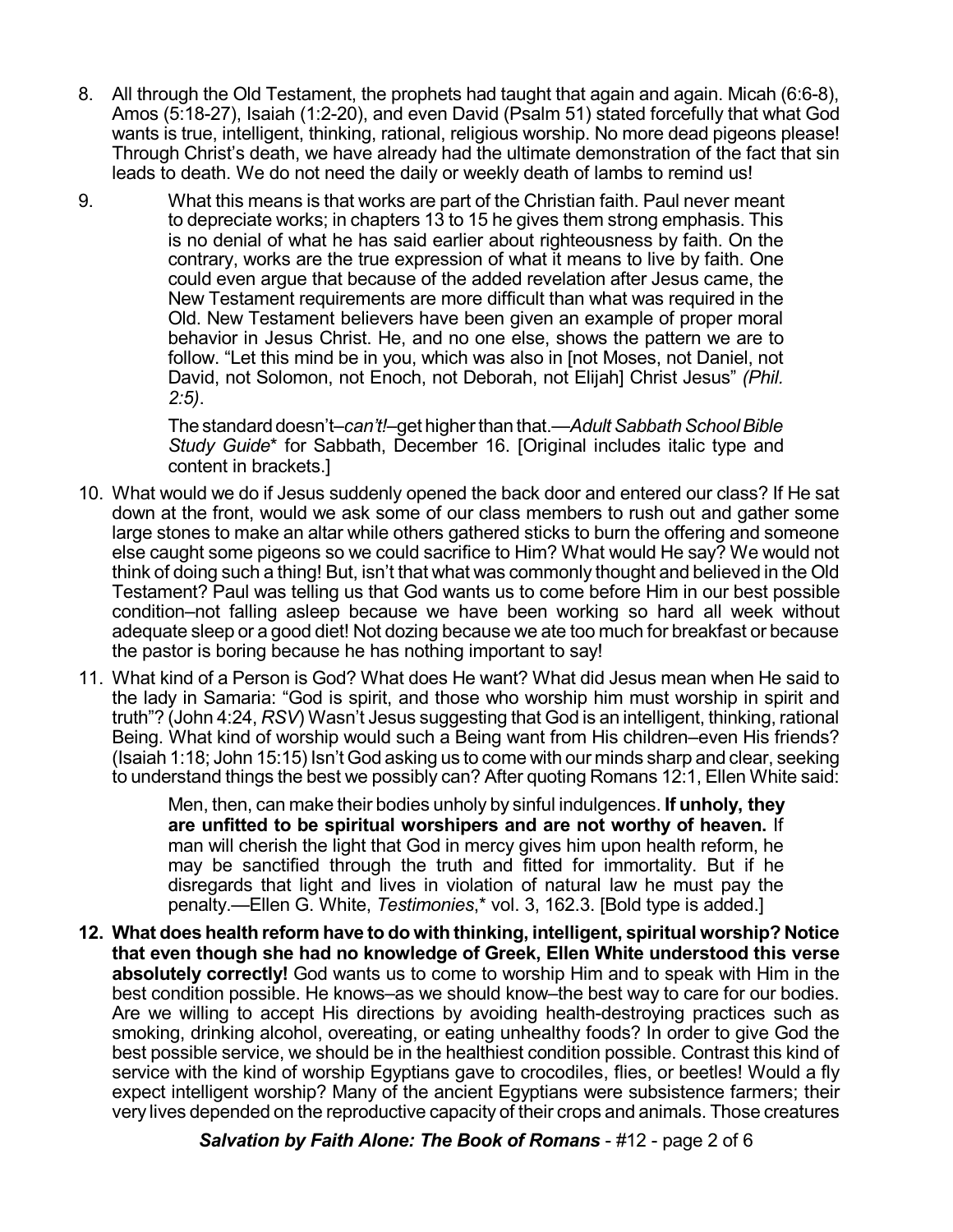8. All through the Old Testament, the prophets had taught that again and again. Micah (6:6-8), Amos (5:18-27), Isaiah (1:2-20), and even David (Psalm 51) stated forcefully that what God wants is true, intelligent, thinking, rational, religious worship. No more dead pigeons please! Through Christ's death, we have already had the ultimate demonstration of the fact that sin leads to death. We do not need the daily or weekly death of lambs to remind us!

9. What this means is that works are part of the Christian faith. Paul never meant to depreciate works; in chapters 13 to 15 he gives them strong emphasis. This is no denial of what he has said earlier about righteousness by faith. On the contrary, works are the true expression of what it means to live by faith. One could even argue that because of the added revelation after Jesus came, the New Testament requirements are more difficult than what was required in the Old. New Testament believers have been given an example of proper moral behavior in Jesus Christ. He, and no one else, shows the pattern we are to follow. "Let this mind be in you, which was also in [not Moses, not Daniel, not David, not Solomon, not Enoch, not Deborah, not Elijah] Christ Jesus" *(Phil. 2:5)*.

   > The standard doesn't–*can't!*–get higher than that.—*Adult Sabbath School Bible Study Guide*\* for Sabbath, December 16. [Original includes italic type and content in brackets.]

10. What would we do if Jesus suddenly opened the back door and entered our class? If He sat down at the front, would we ask some of our class members to rush out and gather some large stones to make an altar while others gathered sticks to burn the offering and someone else caught some pigeons so we could sacrifice to Him? What would He say? We would not think of doing such a thing! But, isn't that what was commonly thought and believed in the Old Testament? Paul was telling us that God wants us to come before Him in our best possible condition–not falling asleep because we have been working so hard all week without adequate sleep or a good diet! Not dozing because we ate too much for breakfast or because the pastor is boring because he has nothing important to say!

11. What kind of a Person is God? What does He want? What did Jesus mean when He said to the lady in Samaria: "God is spirit, and those who worship him must worship in spirit and truth"? (John 4:24, *RSV*) Wasn't Jesus suggesting that God is an intelligent, thinking, rational Being. What kind of worship would such a Being want from His children–even His friends? (Isaiah 1:18; John 15:15) Isn't God asking us to come with our minds sharp and clear, seeking to understand things the best we possibly can? After quoting Romans 12:1, Ellen White said:

    > Men, then, can make their bodies unholy by sinful indulgences. **If unholy, they are unfitted to be spiritual worshipers and are not worthy of heaven.** If man will cherish the light that God in mercy gives him upon health reform, he may be sanctified through the truth and fitted for immortality. But if he disregards that light and lives in violation of natural law he must pay the penalty.—Ellen G. White, *Testimonies*,\* vol. 3, 162.3. [Bold type is added.]

12. **What does health reform have to do with thinking, intelligent, spiritual worship? Notice that even though she had no knowledge of Greek, Ellen White understood this verse absolutely correctly!** God wants us to come to worship Him and to speak with Him in the best condition possible. He knows–as we should know–the best way to care for our bodies. Are we willing to accept His directions by avoiding health-destroying practices such as smoking, drinking alcohol, overeating, or eating unhealthy foods? In order to give God the best possible service, we should be in the healthiest condition possible. Contrast this kind of service with the kind of worship Egyptians gave to crocodiles, flies, or beetles! Would a fly expect intelligent worship? Many of the ancient Egyptians were subsistence farmers; their very lives depended on the reproductive capacity of their crops and animals. Those creatures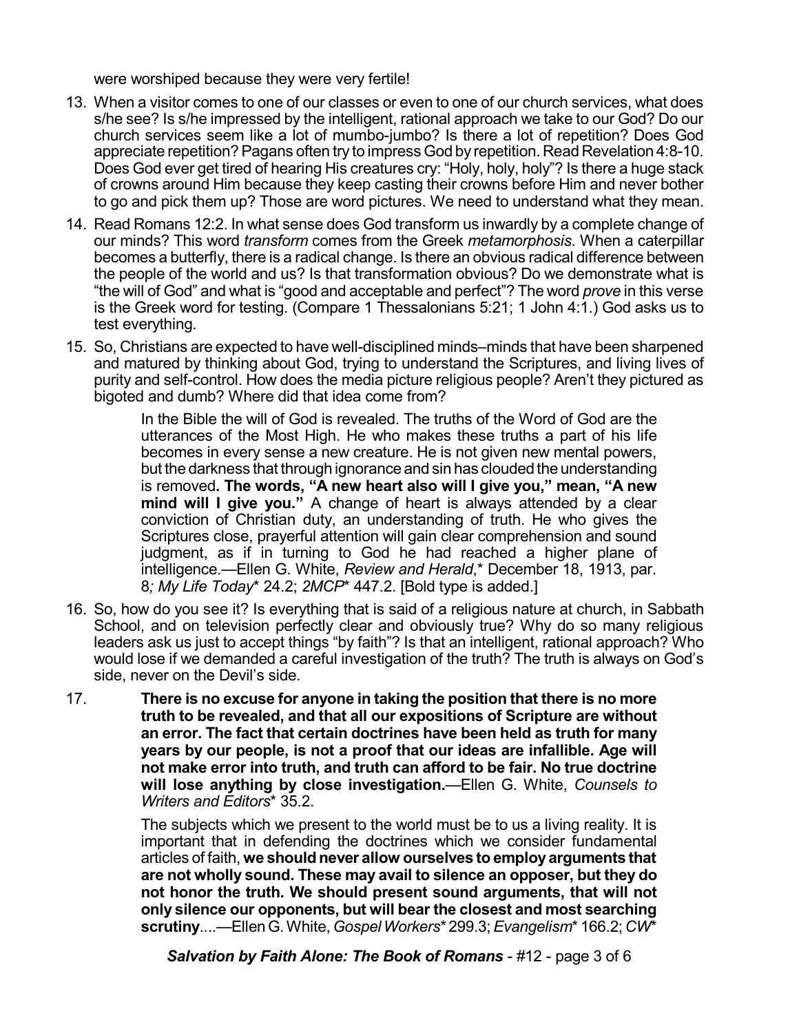were worshiped because they were very fertile!

13. When a visitor comes to one of our classes or even to one of our church services, what does s/he see? Is s/he impressed by the intelligent, rational approach we take to our God? Do our church services seem like a lot of mumbo-jumbo? Is there a lot of repetition? Does God appreciate repetition? Pagans often try to impress God by repetition. Read Revelation 4:8-10. Does God ever get tired of hearing His creatures cry: "Holy, holy, holy"? Is there a huge stack of crowns around Him because they keep casting their crowns before Him and never bother to go and pick them up? Those are word pictures. We need to understand what they mean.

14. Read Romans 12:2. In what sense does God transform us inwardly by a complete change of our minds? This word *transform* comes from the Greek *metamorphosis*. When a caterpillar becomes a butterfly, there is a radical change. Is there an obvious radical difference between the people of the world and us? Is that transformation obvious? Do we demonstrate what is "the will of God" and what is "good and acceptable and perfect"? The word *prove* in this verse is the Greek word for testing. (Compare 1 Thessalonians 5:21; 1 John 4:1.) God asks us to test everything.

15. So, Christians are expected to have well-disciplined minds–minds that have been sharpened and matured by thinking about God, trying to understand the Scriptures, and living lives of purity and self-control. How does the media picture religious people? Aren't they pictured as bigoted and dumb? Where did that idea come from?

    > In the Bible the will of God is revealed. The truths of the Word of God are the utterances of the Most High. He who makes these truths a part of his life becomes in every sense a new creature. He is not given new mental powers, but the darkness that through ignorance and sin has clouded the understanding is removed**. The words, "A new heart also will I give you," mean, "A new mind will I give you."** A change of heart is always attended by a clear conviction of Christian duty, an understanding of truth. He who gives the Scriptures close, prayerful attention will gain clear comprehension and sound judgment, as if in turning to God he had reached a higher plane of intelligence.—Ellen G. White, *Review and Herald*,* December 18, 1913, par. 8*; My Life Today** 24.2; *2MCP** 447.2. [Bold type is added.]

16. So, how do you see it? Is everything that is said of a religious nature at church, in Sabbath School, and on television perfectly clear and obviously true? Why do so many religious leaders ask us just to accept things "by faith"? Is that an intelligent, rational approach? Who would lose if we demanded a careful investigation of the truth? The truth is always on God's side, never on the Devil's side.

17. > **There is no excuse for anyone in taking the position that there is no more truth to be revealed, and that all our expositions of Scripture are without an error. The fact that certain doctrines have been held as truth for many years by our people, is not a proof that our ideas are infallible. Age will not make error into truth, and truth can afford to be fair. No true doctrine will lose anything by close investigation.**—Ellen G. White, *Counsels to Writers and Editors** 35.2.

    > The subjects which we present to the world must be to us a living reality. It is important that in defending the doctrines which we consider fundamental articles of faith, **we should never allow ourselves to employ arguments that are not wholly sound. These may avail to silence an opposer, but they do not honor the truth. We should present sound arguments, that will not only silence our opponents, but will bear the closest and most searching scrutiny**....—Ellen G. White, *Gospel Workers** 299.3; *Evangelism** 166.2; *CW**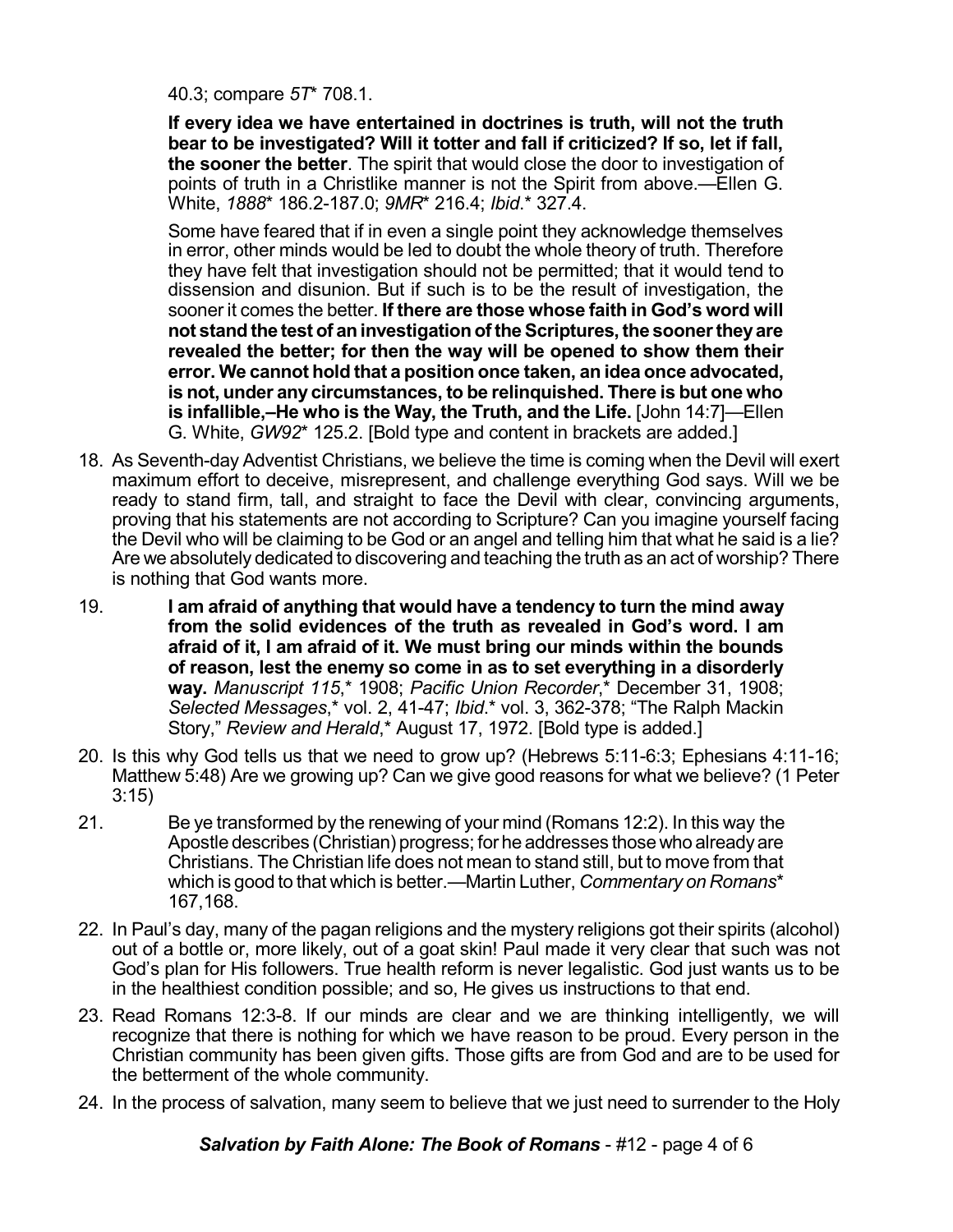40.3; compare *5T** 708.1.

**If every idea we have entertained in doctrines is truth, will not the truth bear to be investigated? Will it totter and fall if criticized? If so, let if fall, the sooner the better**. The spirit that would close the door to investigation of points of truth in a Christlike manner is not the Spirit from above.—Ellen G. White, *1888** 186.2-187.0; *9MR** 216.4; *Ibid*.* 327.4.

Some have feared that if in even a single point they acknowledge themselves in error, other minds would be led to doubt the whole theory of truth. Therefore they have felt that investigation should not be permitted; that it would tend to dissension and disunion. But if such is to be the result of investigation, the sooner it comes the better. **If there are those whose faith in God's word will not stand the test of an investigation of the Scriptures, the sooner they are revealed the better; for then the way will be opened to show them their error. We cannot hold that a position once taken, an idea once advocated, is not, under any circumstances, to be relinquished. There is but one who is infallible,–He who is the Way, the Truth, and the Life.** [John 14:7]—Ellen G. White, *GW92** 125.2. [Bold type and content in brackets are added.]

18. As Seventh-day Adventist Christians, we believe the time is coming when the Devil will exert maximum effort to deceive, misrepresent, and challenge everything God says. Will we be ready to stand firm, tall, and straight to face the Devil with clear, convincing arguments, proving that his statements are not according to Scripture? Can you imagine yourself facing the Devil who will be claiming to be God or an angel and telling him that what he said is a lie? Are we absolutely dedicated to discovering and teaching the truth as an act of worship? There is nothing that God wants more.

19. **I am afraid of anything that would have a tendency to turn the mind away from the solid evidences of the truth as revealed in God's word. I am afraid of it, I am afraid of it. We must bring our minds within the bounds of reason, lest the enemy so come in as to set everything in a disorderly way.** *Manuscript 115*,* 1908; *Pacific Union Recorder*,* December 31, 1908; *Selected Messages*,* vol. 2, 41-47; *Ibid*.* vol. 3, 362-378; "The Ralph Mackin Story," *Review and Herald*,* August 17, 1972. [Bold type is added.]

20. Is this why God tells us that we need to grow up? (Hebrews 5:11-6:3; Ephesians 4:11-16; Matthew 5:48) Are we growing up? Can we give good reasons for what we believe? (1 Peter 3:15)

21. Be ye transformed by the renewing of your mind (Romans 12:2). In this way the Apostle describes (Christian) progress; for he addresses those who already are Christians. The Christian life does not mean to stand still, but to move from that which is good to that which is better.—Martin Luther, *Commentary on Romans** 167,168.

22. In Paul's day, many of the pagan religions and the mystery religions got their spirits (alcohol) out of a bottle or, more likely, out of a goat skin! Paul made it very clear that such was not God's plan for His followers. True health reform is never legalistic. God just wants us to be in the healthiest condition possible; and so, He gives us instructions to that end.

23. Read Romans 12:3-8. If our minds are clear and we are thinking intelligently, we will recognize that there is nothing for which we have reason to be proud. Every person in the Christian community has been given gifts. Those gifts are from God and are to be used for the betterment of the whole community.

24. In the process of salvation, many seem to believe that we just need to surrender to the Holy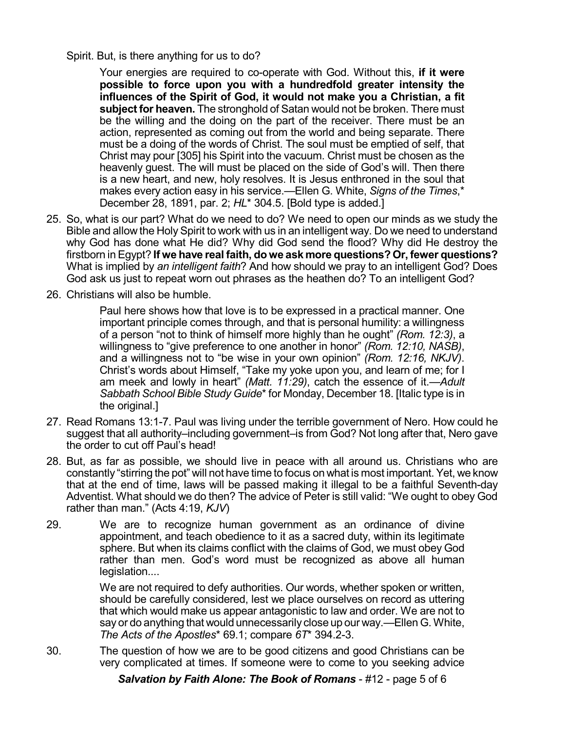Spirit. But, is there anything for us to do?

> Your energies are required to co-operate with God. Without this, **if it were possible to force upon you with a hundredfold greater intensity the influences of the Spirit of God, it would not make you a Christian, a fit subject for heaven.** The stronghold of Satan would not be broken. There must be the willing and the doing on the part of the receiver. There must be an action, represented as coming out from the world and being separate. There must be a doing of the words of Christ. The soul must be emptied of self, that Christ may pour [305] his Spirit into the vacuum. Christ must be chosen as the heavenly guest. The will must be placed on the side of God's will. Then there is a new heart, and new, holy resolves. It is Jesus enthroned in the soul that makes every action easy in his service.—Ellen G. White, *Signs of the Times*,* December 28, 1891, par. 2; *HL** 304.5. [Bold type is added.]

25. So, what is our part? What do we need to do? We need to open our minds as we study the Bible and allow the Holy Spirit to work with us in an intelligent way. Do we need to understand why God has done what He did? Why did God send the flood? Why did He destroy the firstborn in Egypt? **If we have real faith, do we ask more questions? Or, fewer questions?** What is implied by *an intelligent faith*? And how should we pray to an intelligent God? Does God ask us just to repeat worn out phrases as the heathen do? To an intelligent God?

26. Christians will also be humble.

> Paul here shows how that love is to be expressed in a practical manner. One important principle comes through, and that is personal humility: a willingness of a person "not to think of himself more highly than he ought" *(Rom. 12:3)*, a willingness to "give preference to one another in honor" *(Rom. 12:10, NASB)*, and a willingness not to "be wise in your own opinion" *(Rom. 12:16, NKJV)*. Christ's words about Himself, "Take my yoke upon you, and learn of me; for I am meek and lowly in heart" *(Matt. 11:29)*, catch the essence of it.—*Adult Sabbath School Bible Study Guide** for Monday, December 18. [Italic type is in the original.]

27. Read Romans 13:1-7. Paul was living under the terrible government of Nero. How could he suggest that all authority–including government–is from God? Not long after that, Nero gave the order to cut off Paul's head!

28. But, as far as possible, we should live in peace with all around us. Christians who are constantly "stirring the pot" will not have time to focus on what is most important. Yet, we know that at the end of time, laws will be passed making it illegal to be a faithful Seventh-day Adventist. What should we do then? The advice of Peter is still valid: "We ought to obey God rather than man." (Acts 4:19, *KJV*)

29. We are to recognize human government as an ordinance of divine appointment, and teach obedience to it as a sacred duty, within its legitimate sphere. But when its claims conflict with the claims of God, we must obey God rather than men. God's word must be recognized as above all human legislation....

    We are not required to defy authorities. Our words, whether spoken or written, should be carefully considered, lest we place ourselves on record as uttering that which would make us appear antagonistic to law and order. We are not to say or do anything that would unnecessarily close up our way.—Ellen G. White, *The Acts of the Apostles** 69.1; compare *6T** 394.2-3.

30. The question of how we are to be good citizens and good Christians can be very complicated at times. If someone were to come to you seeking advice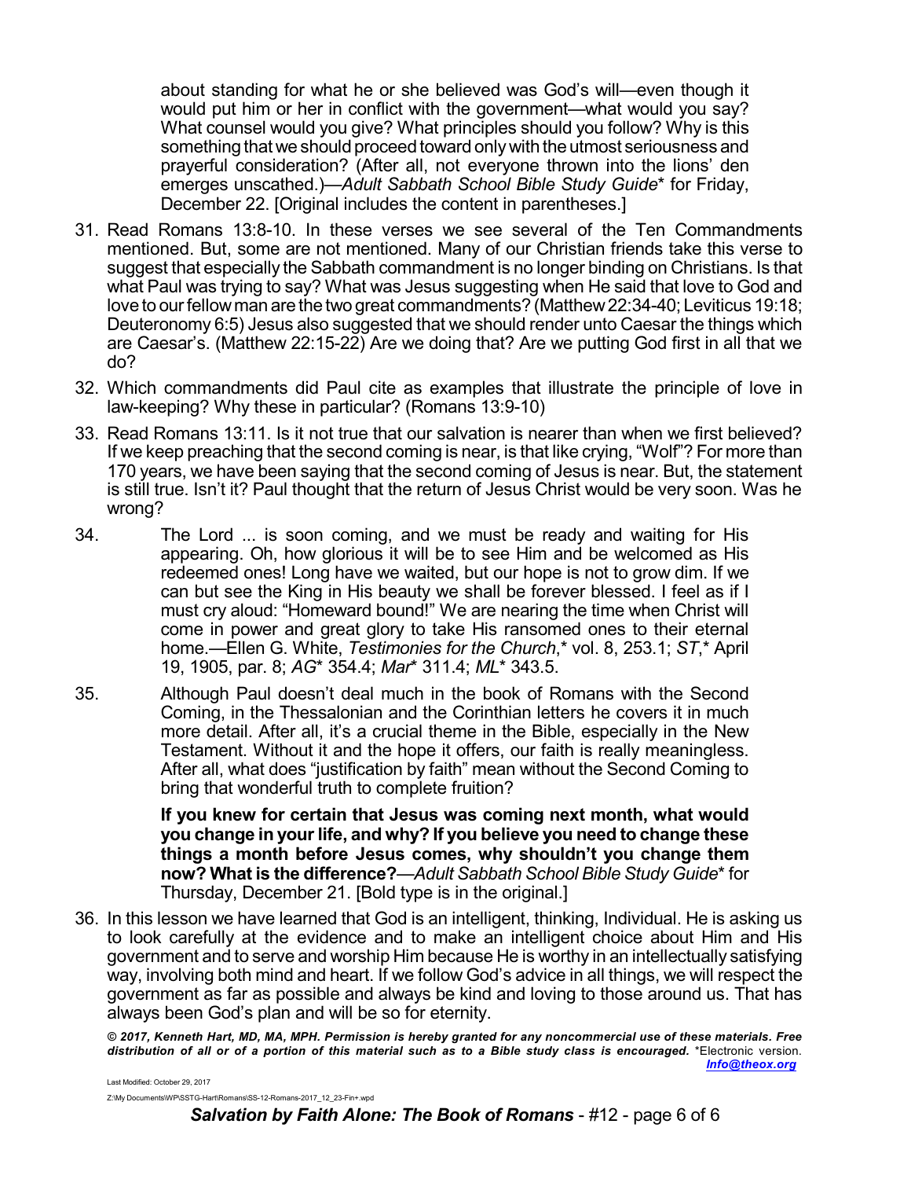about standing for what he or she believed was God's will—even though it would put him or her in conflict with the government—what would you say? What counsel would you give? What principles should you follow? Why is this something that we should proceed toward only with the utmost seriousness and prayerful consideration? (After all, not everyone thrown into the lions' den emerges unscathed.)—*Adult Sabbath School Bible Study Guide*\* for Friday, December 22. [Original includes the content in parentheses.]

31. Read Romans 13:8-10. In these verses we see several of the Ten Commandments mentioned. But, some are not mentioned. Many of our Christian friends take this verse to suggest that especially the Sabbath commandment is no longer binding on Christians. Is that what Paul was trying to say? What was Jesus suggesting when He said that love to God and love to our fellow man are the two great commandments? (Matthew 22:34-40; Leviticus 19:18; Deuteronomy 6:5) Jesus also suggested that we should render unto Caesar the things which are Caesar's. (Matthew 22:15-22) Are we doing that? Are we putting God first in all that we do?

32. Which commandments did Paul cite as examples that illustrate the principle of love in law-keeping? Why these in particular? (Romans 13:9-10)

33. Read Romans 13:11. Is it not true that our salvation is nearer than when we first believed? If we keep preaching that the second coming is near, is that like crying, "Wolf"? For more than 170 years, we have been saying that the second coming of Jesus is near. But, the statement is still true. Isn't it? Paul thought that the return of Jesus Christ would be very soon. Was he wrong?

34. The Lord ... is soon coming, and we must be ready and waiting for His appearing. Oh, how glorious it will be to see Him and be welcomed as His redeemed ones! Long have we waited, but our hope is not to grow dim. If we can but see the King in His beauty we shall be forever blessed. I feel as if I must cry aloud: "Homeward bound!" We are nearing the time when Christ will come in power and great glory to take His ransomed ones to their eternal home.—Ellen G. White, *Testimonies for the Church*,\* vol. 8, 253.1; *ST*,\* April 19, 1905, par. 8; *AG*\* 354.4; *Mar*\* 311.4; *ML*\* 343.5.

35. Although Paul doesn't deal much in the book of Romans with the Second Coming, in the Thessalonian and the Corinthian letters he covers it in much more detail. After all, it's a crucial theme in the Bible, especially in the New Testament. Without it and the hope it offers, our faith is really meaningless. After all, what does "justification by faith" mean without the Second Coming to bring that wonderful truth to complete fruition?

    **If you knew for certain that Jesus was coming next month, what would you change in your life, and why? If you believe you need to change these things a month before Jesus comes, why shouldn't you change them now? What is the difference?**—*Adult Sabbath School Bible Study Guide*\* for Thursday, December 21. [Bold type is in the original.]

36. In this lesson we have learned that God is an intelligent, thinking, Individual. He is asking us to look carefully at the evidence and to make an intelligent choice about Him and His government and to serve and worship Him because He is worthy in an intellectually satisfying way, involving both mind and heart. If we follow God's advice in all things, we will respect the government as far as possible and always be kind and loving to those around us. That has always been God's plan and will be so for eternity.

***© 2017, Kenneth Hart, MD, MA, MPH. Permission is hereby granted for any noncommercial use of these materials. Free distribution of all or of a portion of this material such as to a Bible study class is encouraged.*** \*Electronic version. ***Info@theox.org***

Last Modified: October 29, 2017

Z:\My Documents\WP\SSTG-Hart\Romans\SS-12-Romans-2017_12_23-Fin+.wpd